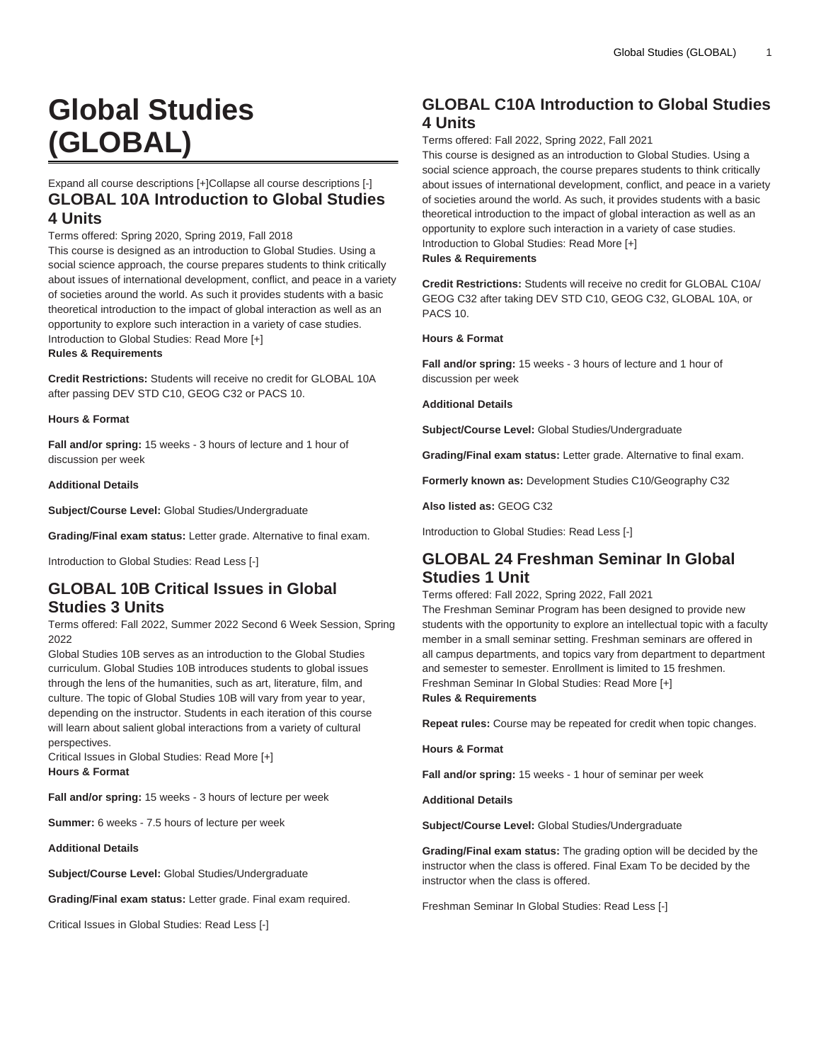# Global Studies (GLOBAL)

Expand all course descriptions [+]Collapse all course descriptions [-]

## GLOBAL 10A Introduction to Global Studies 4 Units

Terms offered: Spring 2020, Spring 2019, Fall 2018

This course is designed as an introduction to Global Studies. Using a social science approach, the course prepares students to think critically about issues of international development, conflict, and peace in a variety of societies around the world. As such it provides students with a basic theoretical introduction to the impact of global interaction as well as an opportunity to explore such interaction in a variety of case studies.

Introduction to Global Studies: Read More [+]

**Rules & Requirements**

**Credit Restrictions:** Students will receive no credit for GLOBAL 10A after passing DEV STD C10, GEOG C32 or PACS 10.

**Hours & Format**

**Fall and/or spring:** 15 weeks - 3 hours of lecture and 1 hour of discussion per week

**Additional Details**

**Subject/Course Level:** Global Studies/Undergraduate

**Grading/Final exam status:** Letter grade. Alternative to final exam.

Introduction to Global Studies: Read Less [-]

## GLOBAL 10B Critical Issues in Global Studies 3 Units

Terms offered: Fall 2022, Summer 2022 Second 6 Week Session, Spring 2022

Global Studies 10B serves as an introduction to the Global Studies curriculum. Global Studies 10B introduces students to global issues through the lens of the humanities, such as art, literature, film, and culture. The topic of Global Studies 10B will vary from year to year, depending on the instructor. Students in each iteration of this course will learn about salient global interactions from a variety of cultural perspectives.

Critical Issues in Global Studies: Read More [+]

**Hours & Format**

**Fall and/or spring:** 15 weeks - 3 hours of lecture per week

**Summer:** 6 weeks - 7.5 hours of lecture per week

**Additional Details**

**Subject/Course Level:** Global Studies/Undergraduate

**Grading/Final exam status:** Letter grade. Final exam required.

Critical Issues in Global Studies: Read Less [-]

## GLOBAL C10A Introduction to Global Studies 4 Units

Terms offered: Fall 2022, Spring 2022, Fall 2021

This course is designed as an introduction to Global Studies. Using a social science approach, the course prepares students to think critically about issues of international development, conflict, and peace in a variety of societies around the world. As such, it provides students with a basic theoretical introduction to the impact of global interaction as well as an opportunity to explore such interaction in a variety of case studies.

Introduction to Global Studies: Read More [+]

**Rules & Requirements**

**Credit Restrictions:** Students will receive no credit for GLOBAL C10A/GEOG C32 after taking DEV STD C10, GEOG C32, GLOBAL 10A, or PACS 10.

**Hours & Format**

**Fall and/or spring:** 15 weeks - 3 hours of lecture and 1 hour of discussion per week

**Additional Details**

**Subject/Course Level:** Global Studies/Undergraduate

**Grading/Final exam status:** Letter grade. Alternative to final exam.

**Formerly known as:** Development Studies C10/Geography C32

**Also listed as:** GEOG C32

Introduction to Global Studies: Read Less [-]

## GLOBAL 24 Freshman Seminar In Global Studies 1 Unit

Terms offered: Fall 2022, Spring 2022, Fall 2021

The Freshman Seminar Program has been designed to provide new students with the opportunity to explore an intellectual topic with a faculty member in a small seminar setting. Freshman seminars are offered in all campus departments, and topics vary from department to department and semester to semester. Enrollment is limited to 15 freshmen.

Freshman Seminar In Global Studies: Read More [+]

**Rules & Requirements**

**Repeat rules:** Course may be repeated for credit when topic changes.

**Hours & Format**

**Fall and/or spring:** 15 weeks - 1 hour of seminar per week

**Additional Details**

**Subject/Course Level:** Global Studies/Undergraduate

**Grading/Final exam status:** The grading option will be decided by the instructor when the class is offered. Final Exam To be decided by the instructor when the class is offered.

Freshman Seminar In Global Studies: Read Less [-]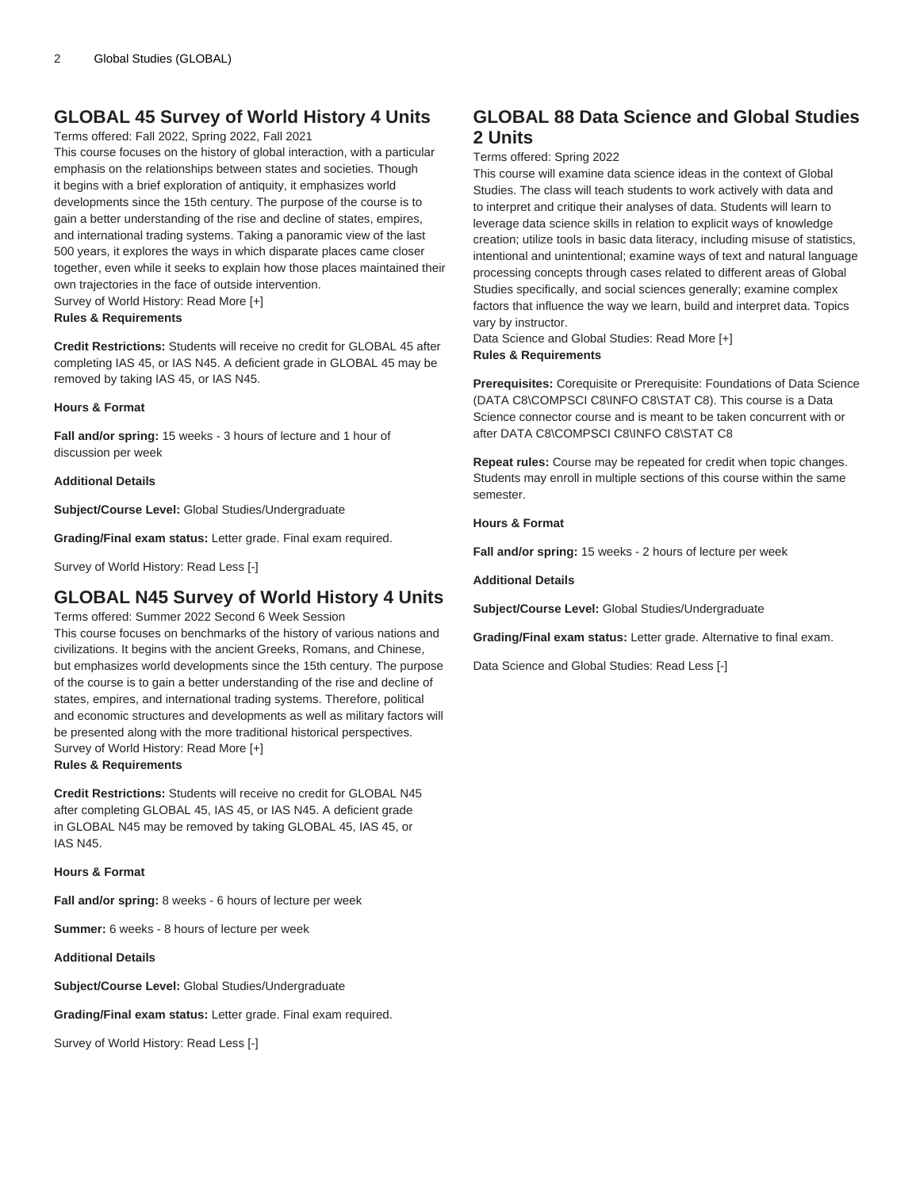## GLOBAL 45 Survey of World History 4 Units

Terms offered: Fall 2022, Spring 2022, Fall 2021

This course focuses on the history of global interaction, with a particular emphasis on the relationships between states and societies. Though it begins with a brief exploration of antiquity, it emphasizes world developments since the 15th century. The purpose of the course is to gain a better understanding of the rise and decline of states, empires, and international trading systems. Taking a panoramic view of the last 500 years, it explores the ways in which disparate places came closer together, even while it seeks to explain how those places maintained their own trajectories in the face of outside intervention.

Survey of World History: Read More [+]

**Rules & Requirements**

**Credit Restrictions:** Students will receive no credit for GLOBAL 45 after completing IAS 45, or IAS N45. A deficient grade in GLOBAL 45 may be removed by taking IAS 45, or IAS N45.

**Hours & Format**

**Fall and/or spring:** 15 weeks - 3 hours of lecture and 1 hour of discussion per week

**Additional Details**

**Subject/Course Level:** Global Studies/Undergraduate

**Grading/Final exam status:** Letter grade. Final exam required.

Survey of World History: Read Less [-]

## GLOBAL N45 Survey of World History 4 Units

Terms offered: Summer 2022 Second 6 Week Session

This course focuses on benchmarks of the history of various nations and civilizations. It begins with the ancient Greeks, Romans, and Chinese, but emphasizes world developments since the 15th century. The purpose of the course is to gain a better understanding of the rise and decline of states, empires, and international trading systems. Therefore, political and economic structures and developments as well as military factors will be presented along with the more traditional historical perspectives.

Survey of World History: Read More [+]

**Rules & Requirements**

**Credit Restrictions:** Students will receive no credit for GLOBAL N45 after completing GLOBAL 45, IAS 45, or IAS N45. A deficient grade in GLOBAL N45 may be removed by taking GLOBAL 45, IAS 45, or IAS N45.

**Hours & Format**

**Fall and/or spring:** 8 weeks - 6 hours of lecture per week

**Summer:** 6 weeks - 8 hours of lecture per week

**Additional Details**

**Subject/Course Level:** Global Studies/Undergraduate

**Grading/Final exam status:** Letter grade. Final exam required.

Survey of World History: Read Less [-]

## GLOBAL 88 Data Science and Global Studies 2 Units

Terms offered: Spring 2022

This course will examine data science ideas in the context of Global Studies. The class will teach students to work actively with data and to interpret and critique their analyses of data. Students will learn to leverage data science skills in relation to explicit ways of knowledge creation; utilize tools in basic data literacy, including misuse of statistics, intentional and unintentional; examine ways of text and natural language processing concepts through cases related to different areas of Global Studies specifically, and social sciences generally; examine complex factors that influence the way we learn, build and interpret data. Topics vary by instructor.

Data Science and Global Studies: Read More [+]

**Rules & Requirements**

**Prerequisites:** Corequisite or Prerequisite: Foundations of Data Science (DATA C8\COMPSCI C8\INFO C8\STAT C8). This course is a Data Science connector course and is meant to be taken concurrent with or after DATA C8\COMPSCI C8\INFO C8\STAT C8

**Repeat rules:** Course may be repeated for credit when topic changes. Students may enroll in multiple sections of this course within the same semester.

**Hours & Format**

**Fall and/or spring:** 15 weeks - 2 hours of lecture per week

**Additional Details**

**Subject/Course Level:** Global Studies/Undergraduate

**Grading/Final exam status:** Letter grade. Alternative to final exam.

Data Science and Global Studies: Read Less [-]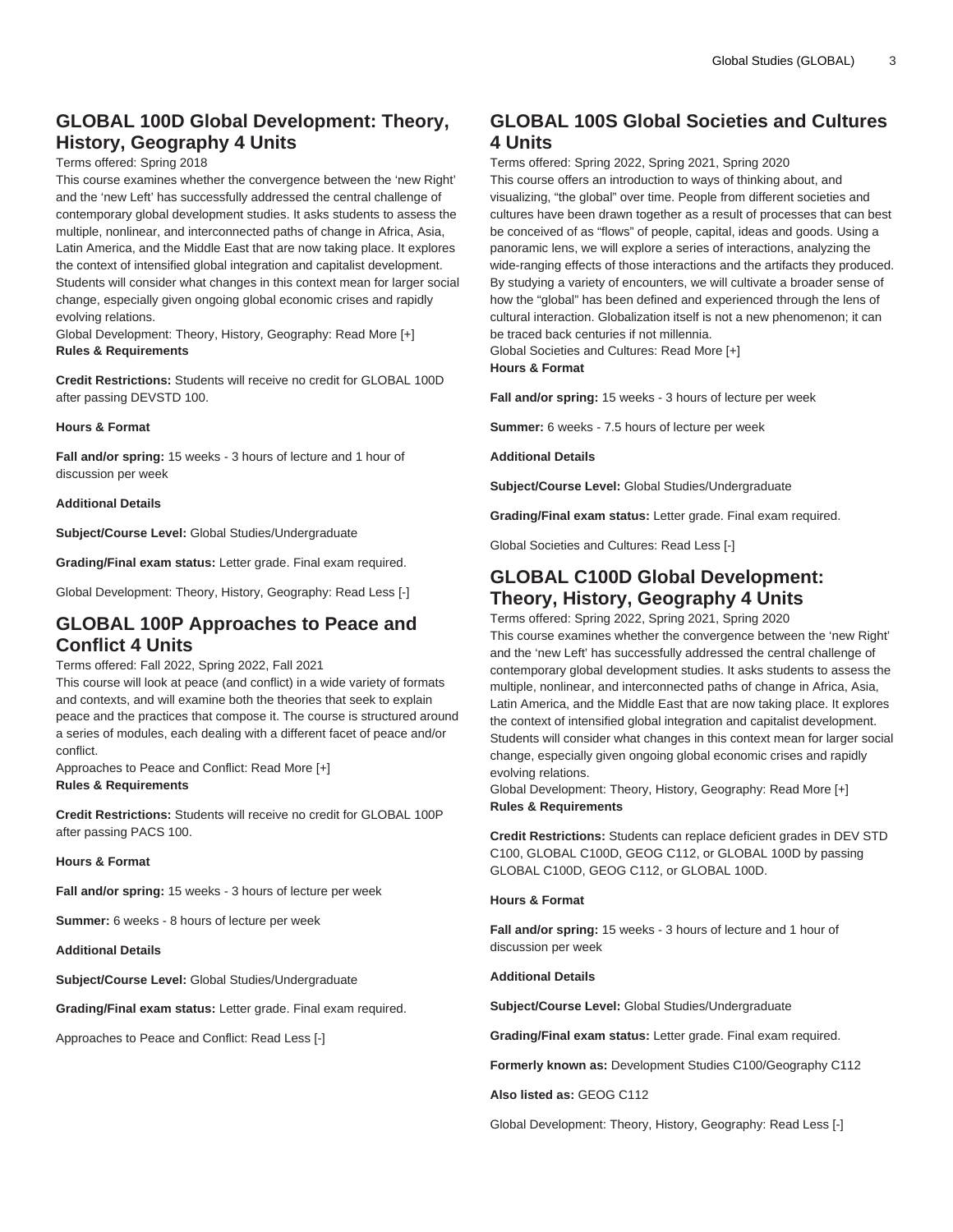## GLOBAL 100D Global Development: Theory, History, Geography 4 Units

Terms offered: Spring 2018

This course examines whether the convergence between the 'new Right' and the 'new Left' has successfully addressed the central challenge of contemporary global development studies. It asks students to assess the multiple, nonlinear, and interconnected paths of change in Africa, Asia, Latin America, and the Middle East that are now taking place. It explores the context of intensified global integration and capitalist development. Students will consider what changes in this context mean for larger social change, especially given ongoing global economic crises and rapidly evolving relations.

Global Development: Theory, History, Geography: Read More [+]

**Rules & Requirements**

**Credit Restrictions:** Students will receive no credit for GLOBAL 100D after passing DEVSTD 100.

**Hours & Format**

**Fall and/or spring:** 15 weeks - 3 hours of lecture and 1 hour of discussion per week

**Additional Details**

**Subject/Course Level:** Global Studies/Undergraduate

**Grading/Final exam status:** Letter grade. Final exam required.

Global Development: Theory, History, Geography: Read Less [-]

## GLOBAL 100P Approaches to Peace and Conflict 4 Units

Terms offered: Fall 2022, Spring 2022, Fall 2021

This course will look at peace (and conflict) in a wide variety of formats and contexts, and will examine both the theories that seek to explain peace and the practices that compose it. The course is structured around a series of modules, each dealing with a different facet of peace and/or conflict.

Approaches to Peace and Conflict: Read More [+]

**Rules & Requirements**

**Credit Restrictions:** Students will receive no credit for GLOBAL 100P after passing PACS 100.

**Hours & Format**

**Fall and/or spring:** 15 weeks - 3 hours of lecture per week

**Summer:** 6 weeks - 8 hours of lecture per week

**Additional Details**

**Subject/Course Level:** Global Studies/Undergraduate

**Grading/Final exam status:** Letter grade. Final exam required.

Approaches to Peace and Conflict: Read Less [-]

## GLOBAL 100S Global Societies and Cultures 4 Units

Terms offered: Spring 2022, Spring 2021, Spring 2020

This course offers an introduction to ways of thinking about, and visualizing, "the global" over time. People from different societies and cultures have been drawn together as a result of processes that can best be conceived of as "flows" of people, capital, ideas and goods. Using a panoramic lens, we will explore a series of interactions, analyzing the wide-ranging effects of those interactions and the artifacts they produced. By studying a variety of encounters, we will cultivate a broader sense of how the "global" has been defined and experienced through the lens of cultural interaction. Globalization itself is not a new phenomenon; it can be traced back centuries if not millennia.

Global Societies and Cultures: Read More [+]

**Hours & Format**

**Fall and/or spring:** 15 weeks - 3 hours of lecture per week

**Summer:** 6 weeks - 7.5 hours of lecture per week

**Additional Details**

**Subject/Course Level:** Global Studies/Undergraduate

**Grading/Final exam status:** Letter grade. Final exam required.

Global Societies and Cultures: Read Less [-]

## GLOBAL C100D Global Development: Theory, History, Geography 4 Units

Terms offered: Spring 2022, Spring 2021, Spring 2020

This course examines whether the convergence between the 'new Right' and the 'new Left' has successfully addressed the central challenge of contemporary global development studies. It asks students to assess the multiple, nonlinear, and interconnected paths of change in Africa, Asia, Latin America, and the Middle East that are now taking place. It explores the context of intensified global integration and capitalist development. Students will consider what changes in this context mean for larger social change, especially given ongoing global economic crises and rapidly evolving relations.

Global Development: Theory, History, Geography: Read More [+]

**Rules & Requirements**

**Credit Restrictions:** Students can replace deficient grades in DEV STD C100, GLOBAL C100D, GEOG C112, or GLOBAL 100D by passing GLOBAL C100D, GEOG C112, or GLOBAL 100D.

**Hours & Format**

**Fall and/or spring:** 15 weeks - 3 hours of lecture and 1 hour of discussion per week

**Additional Details**

**Subject/Course Level:** Global Studies/Undergraduate

**Grading/Final exam status:** Letter grade. Final exam required.

**Formerly known as:** Development Studies C100/Geography C112

**Also listed as:** GEOG C112

Global Development: Theory, History, Geography: Read Less [-]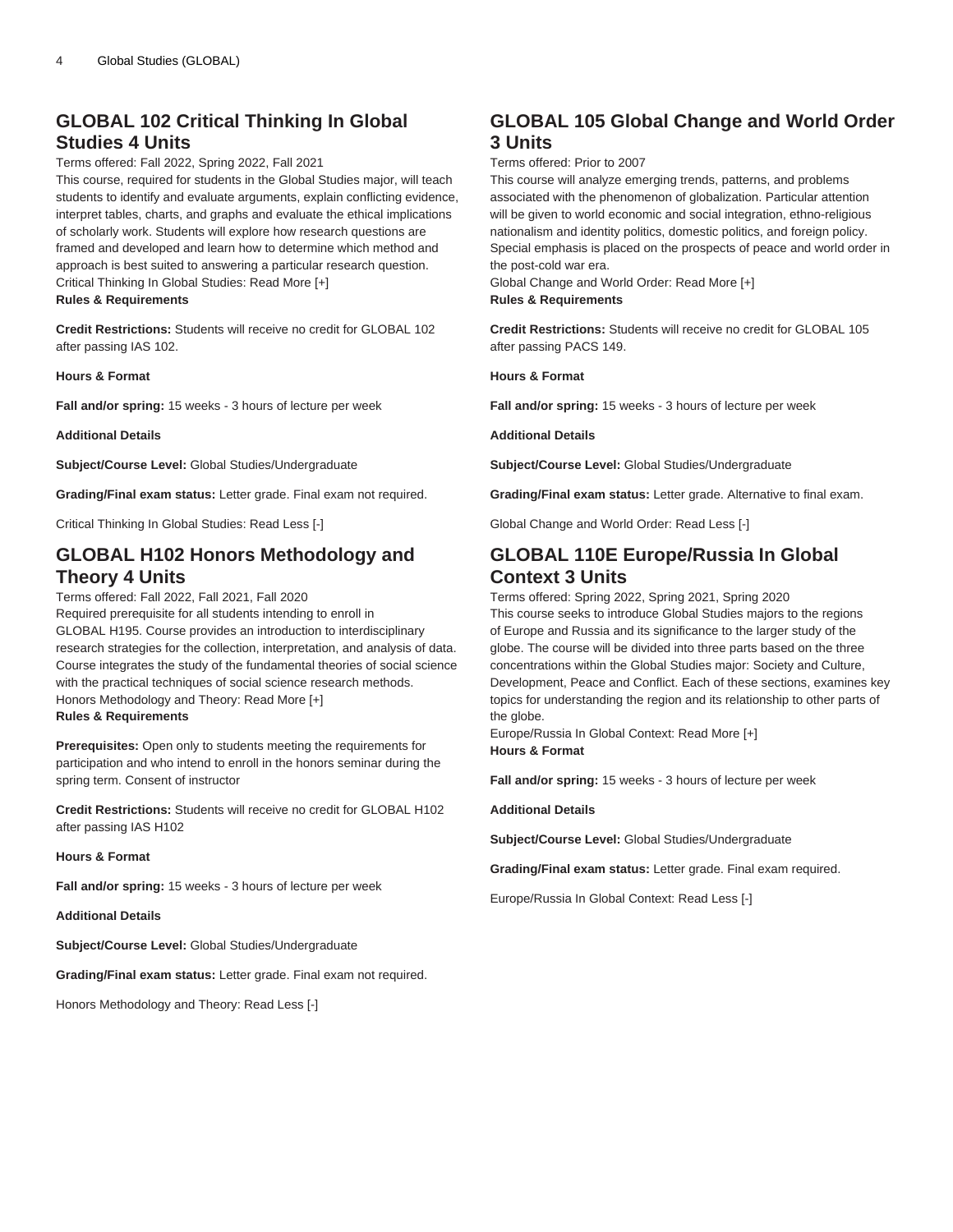## GLOBAL 102 Critical Thinking In Global Studies 4 Units

Terms offered: Fall 2022, Spring 2022, Fall 2021

This course, required for students in the Global Studies major, will teach students to identify and evaluate arguments, explain conflicting evidence, interpret tables, charts, and graphs and evaluate the ethical implications of scholarly work. Students will explore how research questions are framed and developed and learn how to determine which method and approach is best suited to answering a particular research question.

Critical Thinking In Global Studies: Read More [+]

**Rules & Requirements**

**Credit Restrictions:** Students will receive no credit for GLOBAL 102 after passing IAS 102.

**Hours & Format**

**Fall and/or spring:** 15 weeks - 3 hours of lecture per week

**Additional Details**

**Subject/Course Level:** Global Studies/Undergraduate

**Grading/Final exam status:** Letter grade. Final exam not required.

Critical Thinking In Global Studies: Read Less [-]

## GLOBAL H102 Honors Methodology and Theory 4 Units

Terms offered: Fall 2022, Fall 2021, Fall 2020

Required prerequisite for all students intending to enroll in GLOBAL H195. Course provides an introduction to interdisciplinary research strategies for the collection, interpretation, and analysis of data. Course integrates the study of the fundamental theories of social science with the practical techniques of social science research methods.

Honors Methodology and Theory: Read More [+]

**Rules & Requirements**

**Prerequisites:** Open only to students meeting the requirements for participation and who intend to enroll in the honors seminar during the spring term. Consent of instructor

**Credit Restrictions:** Students will receive no credit for GLOBAL H102 after passing IAS H102

**Hours & Format**

**Fall and/or spring:** 15 weeks - 3 hours of lecture per week

**Additional Details**

**Subject/Course Level:** Global Studies/Undergraduate

**Grading/Final exam status:** Letter grade. Final exam not required.

Honors Methodology and Theory: Read Less [-]

## GLOBAL 105 Global Change and World Order 3 Units

Terms offered: Prior to 2007

This course will analyze emerging trends, patterns, and problems associated with the phenomenon of globalization. Particular attention will be given to world economic and social integration, ethno-religious nationalism and identity politics, domestic politics, and foreign policy. Special emphasis is placed on the prospects of peace and world order in the post-cold war era.

Global Change and World Order: Read More [+]

**Rules & Requirements**

**Credit Restrictions:** Students will receive no credit for GLOBAL 105 after passing PACS 149.

**Hours & Format**

**Fall and/or spring:** 15 weeks - 3 hours of lecture per week

**Additional Details**

**Subject/Course Level:** Global Studies/Undergraduate

**Grading/Final exam status:** Letter grade. Alternative to final exam.

Global Change and World Order: Read Less [-]

## GLOBAL 110E Europe/Russia In Global Context 3 Units

Terms offered: Spring 2022, Spring 2021, Spring 2020

This course seeks to introduce Global Studies majors to the regions of Europe and Russia and its significance to the larger study of the globe. The course will be divided into three parts based on the three concentrations within the Global Studies major: Society and Culture, Development, Peace and Conflict. Each of these sections, examines key topics for understanding the region and its relationship to other parts of the globe.

Europe/Russia In Global Context: Read More [+]

**Hours & Format**

**Fall and/or spring:** 15 weeks - 3 hours of lecture per week

**Additional Details**

**Subject/Course Level:** Global Studies/Undergraduate

**Grading/Final exam status:** Letter grade. Final exam required.

Europe/Russia In Global Context: Read Less [-]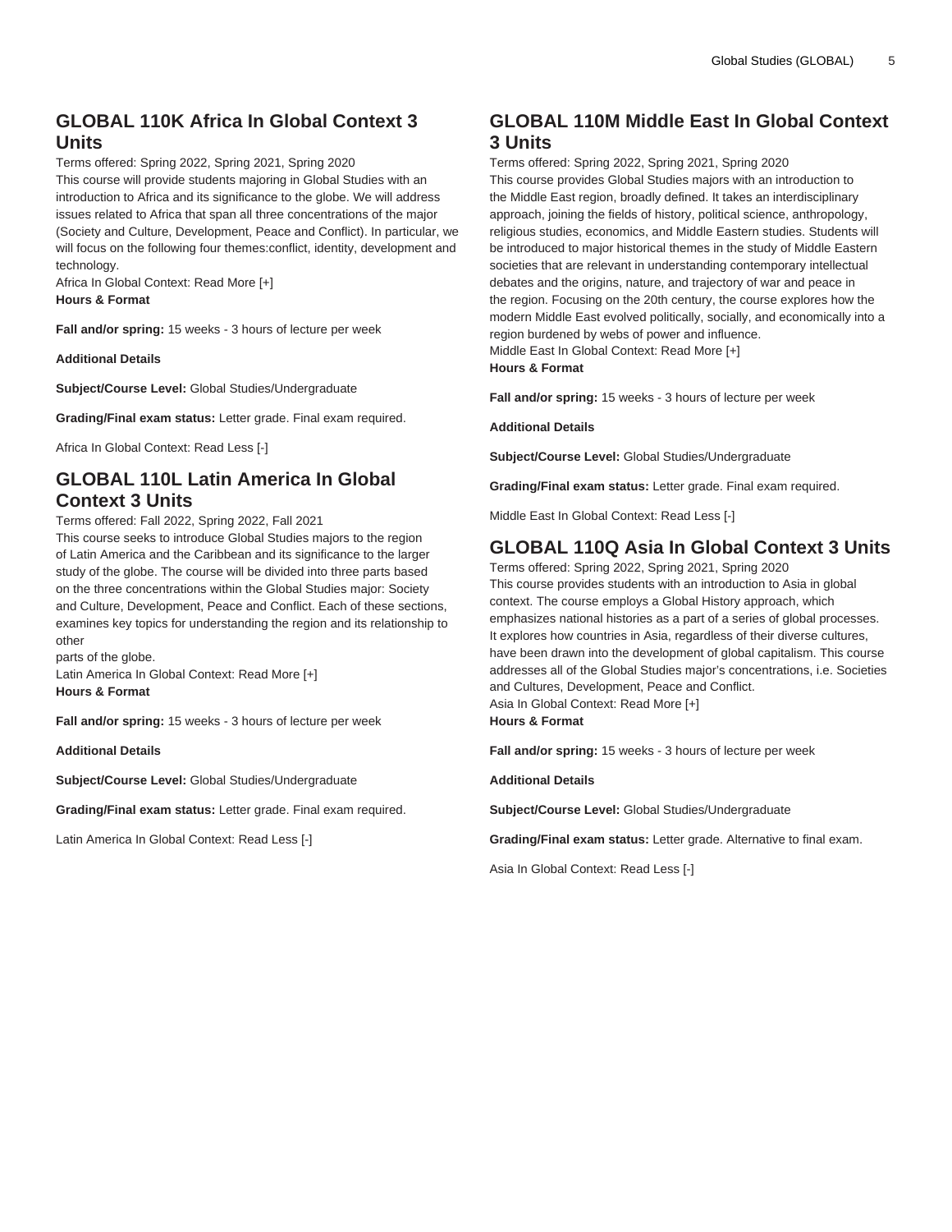## GLOBAL 110K Africa In Global Context 3 Units

Terms offered: Spring 2022, Spring 2021, Spring 2020
This course will provide students majoring in Global Studies with an introduction to Africa and its significance to the globe. We will address issues related to Africa that span all three concentrations of the major (Society and Culture, Development, Peace and Conflict). In particular, we will focus on the following four themes:conflict, identity, development and technology.
Africa In Global Context: Read More [+]
**Hours & Format**

**Fall and/or spring:** 15 weeks - 3 hours of lecture per week

**Additional Details**

**Subject/Course Level:** Global Studies/Undergraduate

**Grading/Final exam status:** Letter grade. Final exam required.

Africa In Global Context: Read Less [-]

## GLOBAL 110L Latin America In Global Context 3 Units

Terms offered: Fall 2022, Spring 2022, Fall 2021
This course seeks to introduce Global Studies majors to the region of Latin America and the Caribbean and its significance to the larger study of the globe. The course will be divided into three parts based on the three concentrations within the Global Studies major: Society and Culture, Development, Peace and Conflict. Each of these sections, examines key topics for understanding the region and its relationship to other
parts of the globe.
Latin America In Global Context: Read More [+]
**Hours & Format**

**Fall and/or spring:** 15 weeks - 3 hours of lecture per week

**Additional Details**

**Subject/Course Level:** Global Studies/Undergraduate

**Grading/Final exam status:** Letter grade. Final exam required.

Latin America In Global Context: Read Less [-]

## GLOBAL 110M Middle East In Global Context 3 Units

Terms offered: Spring 2022, Spring 2021, Spring 2020
This course provides Global Studies majors with an introduction to the Middle East region, broadly defined. It takes an interdisciplinary approach, joining the fields of history, political science, anthropology, religious studies, economics, and Middle Eastern studies. Students will be introduced to major historical themes in the study of Middle Eastern societies that are relevant in understanding contemporary intellectual debates and the origins, nature, and trajectory of war and peace in the region. Focusing on the 20th century, the course explores how the modern Middle East evolved politically, socially, and economically into a region burdened by webs of power and influence.
Middle East In Global Context: Read More [+]
**Hours & Format**

**Fall and/or spring:** 15 weeks - 3 hours of lecture per week

**Additional Details**

**Subject/Course Level:** Global Studies/Undergraduate

**Grading/Final exam status:** Letter grade. Final exam required.

Middle East In Global Context: Read Less [-]

## GLOBAL 110Q Asia In Global Context 3 Units

Terms offered: Spring 2022, Spring 2021, Spring 2020
This course provides students with an introduction to Asia in global context. The course employs a Global History approach, which emphasizes national histories as a part of a series of global processes. It explores how countries in Asia, regardless of their diverse cultures, have been drawn into the development of global capitalism. This course addresses all of the Global Studies major's concentrations, i.e. Societies and Cultures, Development, Peace and Conflict.
Asia In Global Context: Read More [+]
**Hours & Format**

**Fall and/or spring:** 15 weeks - 3 hours of lecture per week

**Additional Details**

**Subject/Course Level:** Global Studies/Undergraduate

**Grading/Final exam status:** Letter grade. Alternative to final exam.

Asia In Global Context: Read Less [-]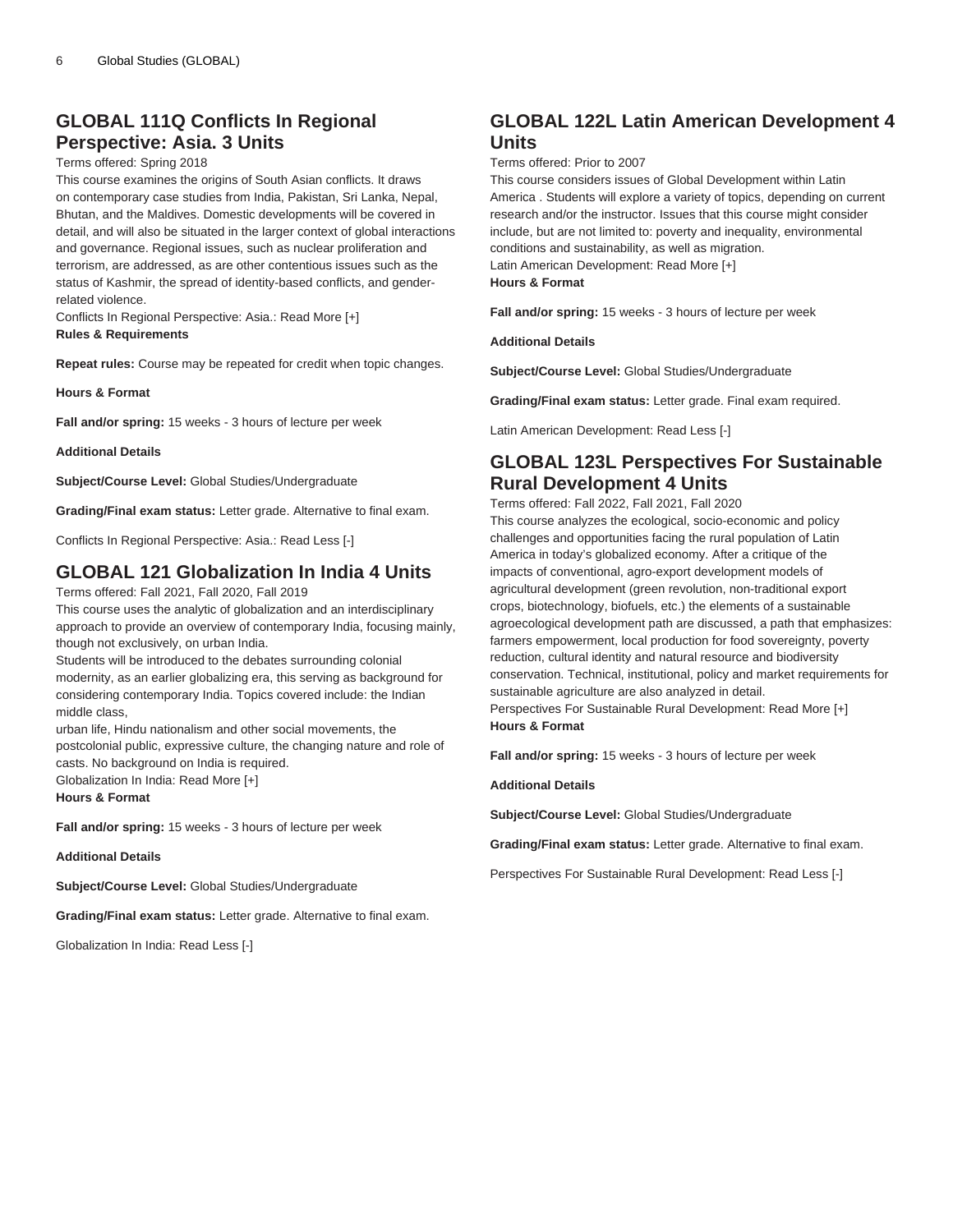## GLOBAL 111Q Conflicts In Regional Perspective: Asia. 3 Units

Terms offered: Spring 2018

This course examines the origins of South Asian conflicts. It draws on contemporary case studies from India, Pakistan, Sri Lanka, Nepal, Bhutan, and the Maldives. Domestic developments will be covered in detail, and will also be situated in the larger context of global interactions and governance. Regional issues, such as nuclear proliferation and terrorism, are addressed, as are other contentious issues such as the status of Kashmir, the spread of identity-based conflicts, and gender-related violence.

Conflicts In Regional Perspective: Asia.: Read More [+]

**Rules & Requirements**

**Repeat rules:** Course may be repeated for credit when topic changes.

**Hours & Format**

**Fall and/or spring:** 15 weeks - 3 hours of lecture per week

**Additional Details**

**Subject/Course Level:** Global Studies/Undergraduate

**Grading/Final exam status:** Letter grade. Alternative to final exam.

Conflicts In Regional Perspective: Asia.: Read Less [-]

## GLOBAL 121 Globalization In India 4 Units

Terms offered: Fall 2021, Fall 2020, Fall 2019

This course uses the analytic of globalization and an interdisciplinary approach to provide an overview of contemporary India, focusing mainly, though not exclusively, on urban India.

Students will be introduced to the debates surrounding colonial modernity, as an earlier globalizing era, this serving as background for considering contemporary India. Topics covered include: the Indian middle class,

urban life, Hindu nationalism and other social movements, the postcolonial public, expressive culture, the changing nature and role of casts. No background on India is required.

Globalization In India: Read More [+]

**Hours & Format**

**Fall and/or spring:** 15 weeks - 3 hours of lecture per week

**Additional Details**

**Subject/Course Level:** Global Studies/Undergraduate

**Grading/Final exam status:** Letter grade. Alternative to final exam.

Globalization In India: Read Less [-]

## GLOBAL 122L Latin American Development 4 Units

Terms offered: Prior to 2007

This course considers issues of Global Development within Latin America . Students will explore a variety of topics, depending on current research and/or the instructor. Issues that this course might consider include, but are not limited to: poverty and inequality, environmental conditions and sustainability, as well as migration.

Latin American Development: Read More [+]

**Hours & Format**

**Fall and/or spring:** 15 weeks - 3 hours of lecture per week

**Additional Details**

**Subject/Course Level:** Global Studies/Undergraduate

**Grading/Final exam status:** Letter grade. Final exam required.

Latin American Development: Read Less [-]

## GLOBAL 123L Perspectives For Sustainable Rural Development 4 Units

Terms offered: Fall 2022, Fall 2021, Fall 2020

This course analyzes the ecological, socio-economic and policy challenges and opportunities facing the rural population of Latin America in today's globalized economy. After a critique of the impacts of conventional, agro-export development models of agricultural development (green revolution, non-traditional export crops, biotechnology, biofuels, etc.) the elements of a sustainable agroecological development path are discussed, a path that emphasizes: farmers empowerment, local production for food sovereignty, poverty reduction, cultural identity and natural resource and biodiversity conservation. Technical, institutional, policy and market requirements for sustainable agriculture are also analyzed in detail.

Perspectives For Sustainable Rural Development: Read More [+]

**Hours & Format**

**Fall and/or spring:** 15 weeks - 3 hours of lecture per week

**Additional Details**

**Subject/Course Level:** Global Studies/Undergraduate

**Grading/Final exam status:** Letter grade. Alternative to final exam.

Perspectives For Sustainable Rural Development: Read Less [-]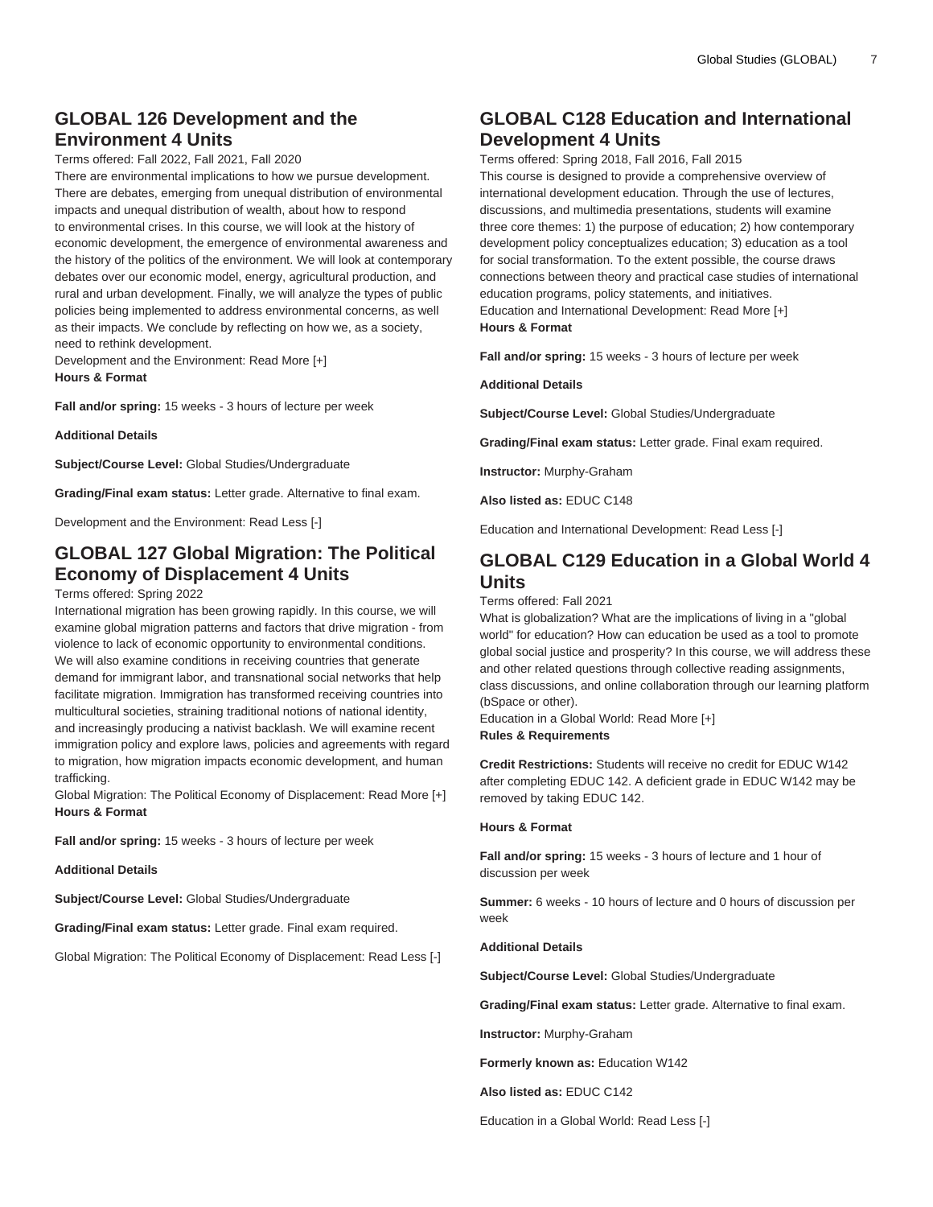## GLOBAL 126 Development and the Environment 4 Units

Terms offered: Fall 2022, Fall 2021, Fall 2020

There are environmental implications to how we pursue development. There are debates, emerging from unequal distribution of environmental impacts and unequal distribution of wealth, about how to respond to environmental crises. In this course, we will look at the history of economic development, the emergence of environmental awareness and the history of the politics of the environment. We will look at contemporary debates over our economic model, energy, agricultural production, and rural and urban development. Finally, we will analyze the types of public policies being implemented to address environmental concerns, as well as their impacts. We conclude by reflecting on how we, as a society, need to rethink development.

Development and the Environment: Read More [+]

**Hours & Format**

**Fall and/or spring:** 15 weeks - 3 hours of lecture per week

**Additional Details**

**Subject/Course Level:** Global Studies/Undergraduate

**Grading/Final exam status:** Letter grade. Alternative to final exam.

Development and the Environment: Read Less [-]

## GLOBAL 127 Global Migration: The Political Economy of Displacement 4 Units

Terms offered: Spring 2022

International migration has been growing rapidly. In this course, we will examine global migration patterns and factors that drive migration - from violence to lack of economic opportunity to environmental conditions. We will also examine conditions in receiving countries that generate demand for immigrant labor, and transnational social networks that help facilitate migration. Immigration has transformed receiving countries into multicultural societies, straining traditional notions of national identity, and increasingly producing a nativist backlash. We will examine recent immigration policy and explore laws, policies and agreements with regard to migration, how migration impacts economic development, and human trafficking.

Global Migration: The Political Economy of Displacement: Read More [+]

**Hours & Format**

**Fall and/or spring:** 15 weeks - 3 hours of lecture per week

**Additional Details**

**Subject/Course Level:** Global Studies/Undergraduate

**Grading/Final exam status:** Letter grade. Final exam required.

Global Migration: The Political Economy of Displacement: Read Less [-]

## GLOBAL C128 Education and International Development 4 Units

Terms offered: Spring 2018, Fall 2016, Fall 2015

This course is designed to provide a comprehensive overview of international development education. Through the use of lectures, discussions, and multimedia presentations, students will examine three core themes: 1) the purpose of education; 2) how contemporary development policy conceptualizes education; 3) education as a tool for social transformation. To the extent possible, the course draws connections between theory and practical case studies of international education programs, policy statements, and initiatives.

Education and International Development: Read More [+]

**Hours & Format**

**Fall and/or spring:** 15 weeks - 3 hours of lecture per week

**Additional Details**

**Subject/Course Level:** Global Studies/Undergraduate

**Grading/Final exam status:** Letter grade. Final exam required.

**Instructor:** Murphy-Graham

**Also listed as:** EDUC C148

Education and International Development: Read Less [-]

## GLOBAL C129 Education in a Global World 4 Units

Terms offered: Fall 2021

What is globalization? What are the implications of living in a "global world" for education? How can education be used as a tool to promote global social justice and prosperity? In this course, we will address these and other related questions through collective reading assignments, class discussions, and online collaboration through our learning platform (bSpace or other).

Education in a Global World: Read More [+]

**Rules & Requirements**

**Credit Restrictions:** Students will receive no credit for EDUC W142 after completing EDUC 142. A deficient grade in EDUC W142 may be removed by taking EDUC 142.

**Hours & Format**

**Fall and/or spring:** 15 weeks - 3 hours of lecture and 1 hour of discussion per week

**Summer:** 6 weeks - 10 hours of lecture and 0 hours of discussion per week

**Additional Details**

**Subject/Course Level:** Global Studies/Undergraduate

**Grading/Final exam status:** Letter grade. Alternative to final exam.

**Instructor:** Murphy-Graham

**Formerly known as:** Education W142

**Also listed as:** EDUC C142

Education in a Global World: Read Less [-]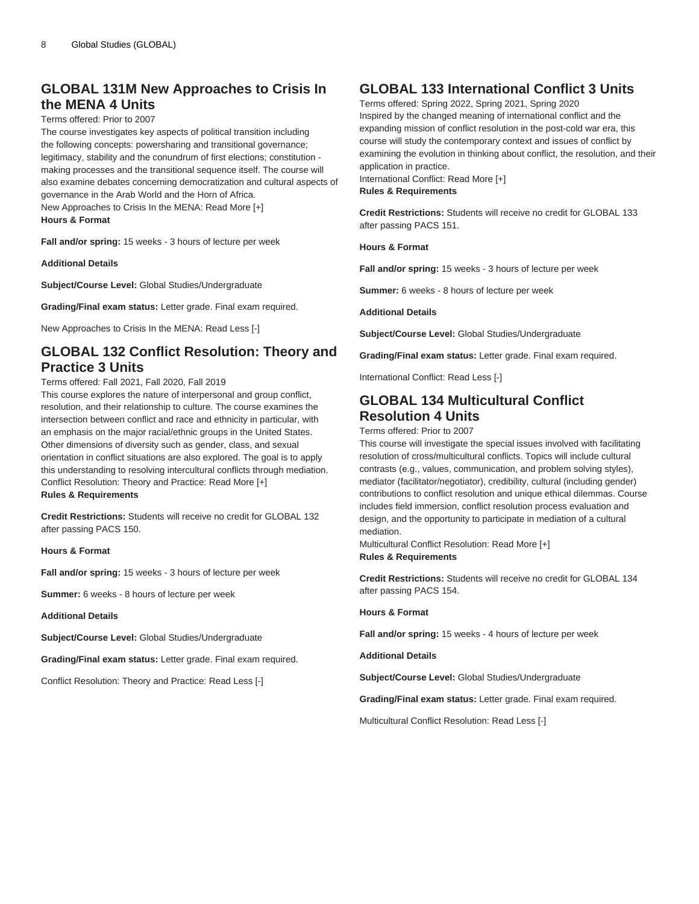## GLOBAL 131M New Approaches to Crisis In the MENA 4 Units

Terms offered: Prior to 2007

The course investigates key aspects of political transition including the following concepts: powersharing and transitional governance; legitimacy, stability and the conundrum of first elections; constitution - making processes and the transitional sequence itself. The course will also examine debates concerning democratization and cultural aspects of governance in the Arab World and the Horn of Africa.

New Approaches to Crisis In the MENA: Read More [+]

**Hours & Format**

**Fall and/or spring:** 15 weeks - 3 hours of lecture per week

**Additional Details**

**Subject/Course Level:** Global Studies/Undergraduate

**Grading/Final exam status:** Letter grade. Final exam required.

New Approaches to Crisis In the MENA: Read Less [-]

## GLOBAL 132 Conflict Resolution: Theory and Practice 3 Units

Terms offered: Fall 2021, Fall 2020, Fall 2019

This course explores the nature of interpersonal and group conflict, resolution, and their relationship to culture. The course examines the intersection between conflict and race and ethnicity in particular, with an emphasis on the major racial/ethnic groups in the United States. Other dimensions of diversity such as gender, class, and sexual orientation in conflict situations are also explored. The goal is to apply this understanding to resolving intercultural conflicts through mediation.

Conflict Resolution: Theory and Practice: Read More [+]

**Rules & Requirements**

**Credit Restrictions:** Students will receive no credit for GLOBAL 132 after passing PACS 150.

**Hours & Format**

**Fall and/or spring:** 15 weeks - 3 hours of lecture per week

**Summer:** 6 weeks - 8 hours of lecture per week

**Additional Details**

**Subject/Course Level:** Global Studies/Undergraduate

**Grading/Final exam status:** Letter grade. Final exam required.

Conflict Resolution: Theory and Practice: Read Less [-]

## GLOBAL 133 International Conflict 3 Units

Terms offered: Spring 2022, Spring 2021, Spring 2020

Inspired by the changed meaning of international conflict and the expanding mission of conflict resolution in the post-cold war era, this course will study the contemporary context and issues of conflict by examining the evolution in thinking about conflict, the resolution, and their application in practice.

International Conflict: Read More [+]

**Rules & Requirements**

**Credit Restrictions:** Students will receive no credit for GLOBAL 133 after passing PACS 151.

**Hours & Format**

**Fall and/or spring:** 15 weeks - 3 hours of lecture per week

**Summer:** 6 weeks - 8 hours of lecture per week

**Additional Details**

**Subject/Course Level:** Global Studies/Undergraduate

**Grading/Final exam status:** Letter grade. Final exam required.

International Conflict: Read Less [-]

## GLOBAL 134 Multicultural Conflict Resolution 4 Units

Terms offered: Prior to 2007

This course will investigate the special issues involved with facilitating resolution of cross/multicultural conflicts. Topics will include cultural contrasts (e.g., values, communication, and problem solving styles), mediator (facilitator/negotiator), credibility, cultural (including gender) contributions to conflict resolution and unique ethical dilemmas. Course includes field immersion, conflict resolution process evaluation and design, and the opportunity to participate in mediation of a cultural mediation.

Multicultural Conflict Resolution: Read More [+]

**Rules & Requirements**

**Credit Restrictions:** Students will receive no credit for GLOBAL 134 after passing PACS 154.

**Hours & Format**

**Fall and/or spring:** 15 weeks - 4 hours of lecture per week

**Additional Details**

**Subject/Course Level:** Global Studies/Undergraduate

**Grading/Final exam status:** Letter grade. Final exam required.

Multicultural Conflict Resolution: Read Less [-]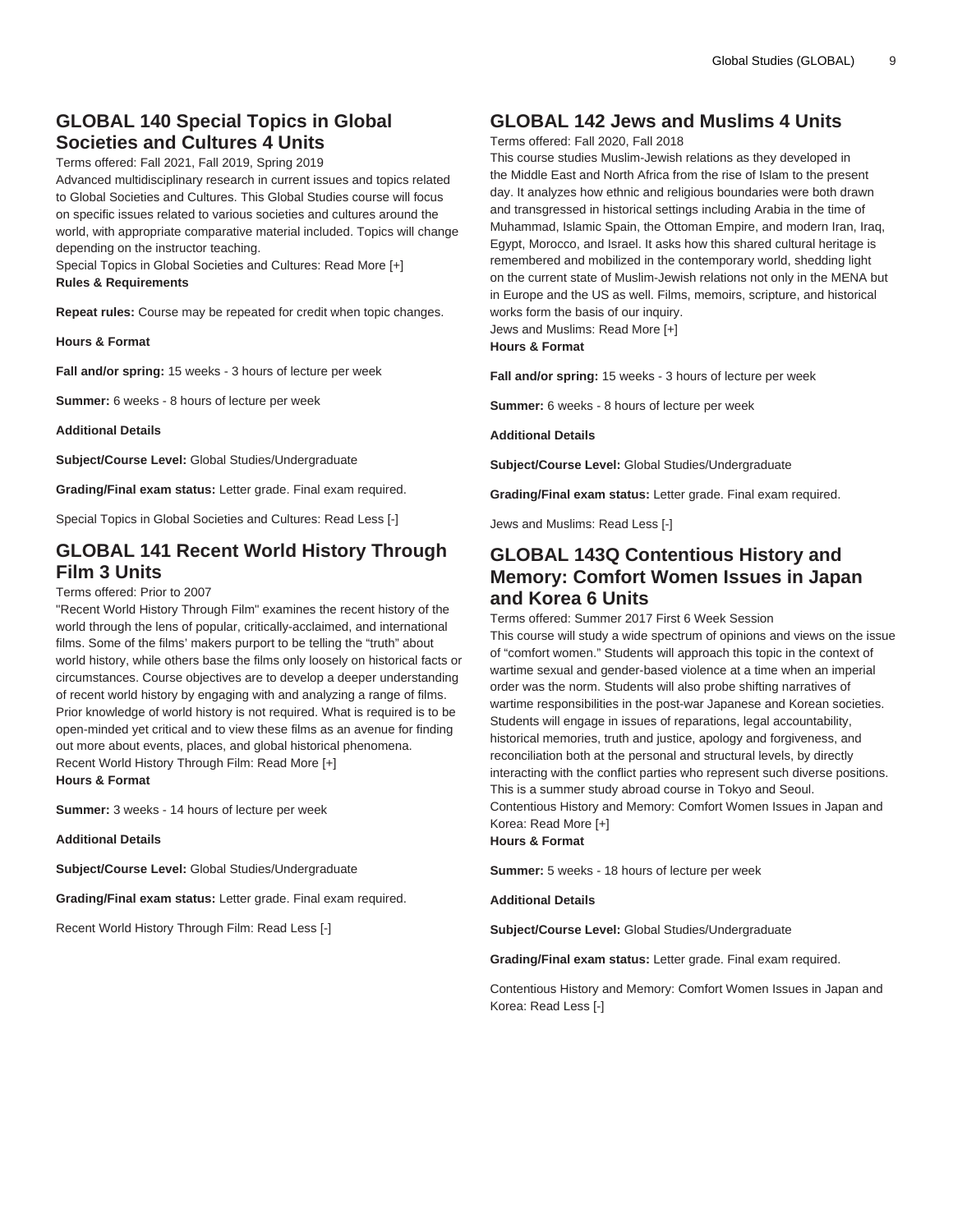## GLOBAL 140 Special Topics in Global Societies and Cultures 4 Units

Terms offered: Fall 2021, Fall 2019, Spring 2019

Advanced multidisciplinary research in current issues and topics related to Global Societies and Cultures. This Global Studies course will focus on specific issues related to various societies and cultures around the world, with appropriate comparative material included. Topics will change depending on the instructor teaching.

Special Topics in Global Societies and Cultures: Read More [+]

**Rules & Requirements**

**Repeat rules:** Course may be repeated for credit when topic changes.

**Hours & Format**

**Fall and/or spring:** 15 weeks - 3 hours of lecture per week

**Summer:** 6 weeks - 8 hours of lecture per week

**Additional Details**

**Subject/Course Level:** Global Studies/Undergraduate

**Grading/Final exam status:** Letter grade. Final exam required.

Special Topics in Global Societies and Cultures: Read Less [-]

## GLOBAL 141 Recent World History Through Film 3 Units

Terms offered: Prior to 2007

"Recent World History Through Film" examines the recent history of the world through the lens of popular, critically-acclaimed, and international films. Some of the films' makers purport to be telling the "truth" about world history, while others base the films only loosely on historical facts or circumstances. Course objectives are to develop a deeper understanding of recent world history by engaging with and analyzing a range of films. Prior knowledge of world history is not required. What is required is to be open-minded yet critical and to view these films as an avenue for finding out more about events, places, and global historical phenomena.

Recent World History Through Film: Read More [+]

**Hours & Format**

**Summer:** 3 weeks - 14 hours of lecture per week

**Additional Details**

**Subject/Course Level:** Global Studies/Undergraduate

**Grading/Final exam status:** Letter grade. Final exam required.

Recent World History Through Film: Read Less [-]

## GLOBAL 142 Jews and Muslims 4 Units

Terms offered: Fall 2020, Fall 2018

This course studies Muslim-Jewish relations as they developed in the Middle East and North Africa from the rise of Islam to the present day. It analyzes how ethnic and religious boundaries were both drawn and transgressed in historical settings including Arabia in the time of Muhammad, Islamic Spain, the Ottoman Empire, and modern Iran, Iraq, Egypt, Morocco, and Israel. It asks how this shared cultural heritage is remembered and mobilized in the contemporary world, shedding light on the current state of Muslim-Jewish relations not only in the MENA but in Europe and the US as well. Films, memoirs, scripture, and historical works form the basis of our inquiry.

Jews and Muslims: Read More [+]

**Hours & Format**

**Fall and/or spring:** 15 weeks - 3 hours of lecture per week

**Summer:** 6 weeks - 8 hours of lecture per week

**Additional Details**

**Subject/Course Level:** Global Studies/Undergraduate

**Grading/Final exam status:** Letter grade. Final exam required.

Jews and Muslims: Read Less [-]

## GLOBAL 143Q Contentious History and Memory: Comfort Women Issues in Japan and Korea 6 Units

Terms offered: Summer 2017 First 6 Week Session

This course will study a wide spectrum of opinions and views on the issue of "comfort women." Students will approach this topic in the context of wartime sexual and gender-based violence at a time when an imperial order was the norm. Students will also probe shifting narratives of wartime responsibilities in the post-war Japanese and Korean societies. Students will engage in issues of reparations, legal accountability, historical memories, truth and justice, apology and forgiveness, and reconciliation both at the personal and structural levels, by directly interacting with the conflict parties who represent such diverse positions. This is a summer study abroad course in Tokyo and Seoul.

Contentious History and Memory: Comfort Women Issues in Japan and Korea: Read More [+]

**Hours & Format**

**Summer:** 5 weeks - 18 hours of lecture per week

**Additional Details**

**Subject/Course Level:** Global Studies/Undergraduate

**Grading/Final exam status:** Letter grade. Final exam required.

Contentious History and Memory: Comfort Women Issues in Japan and Korea: Read Less [-]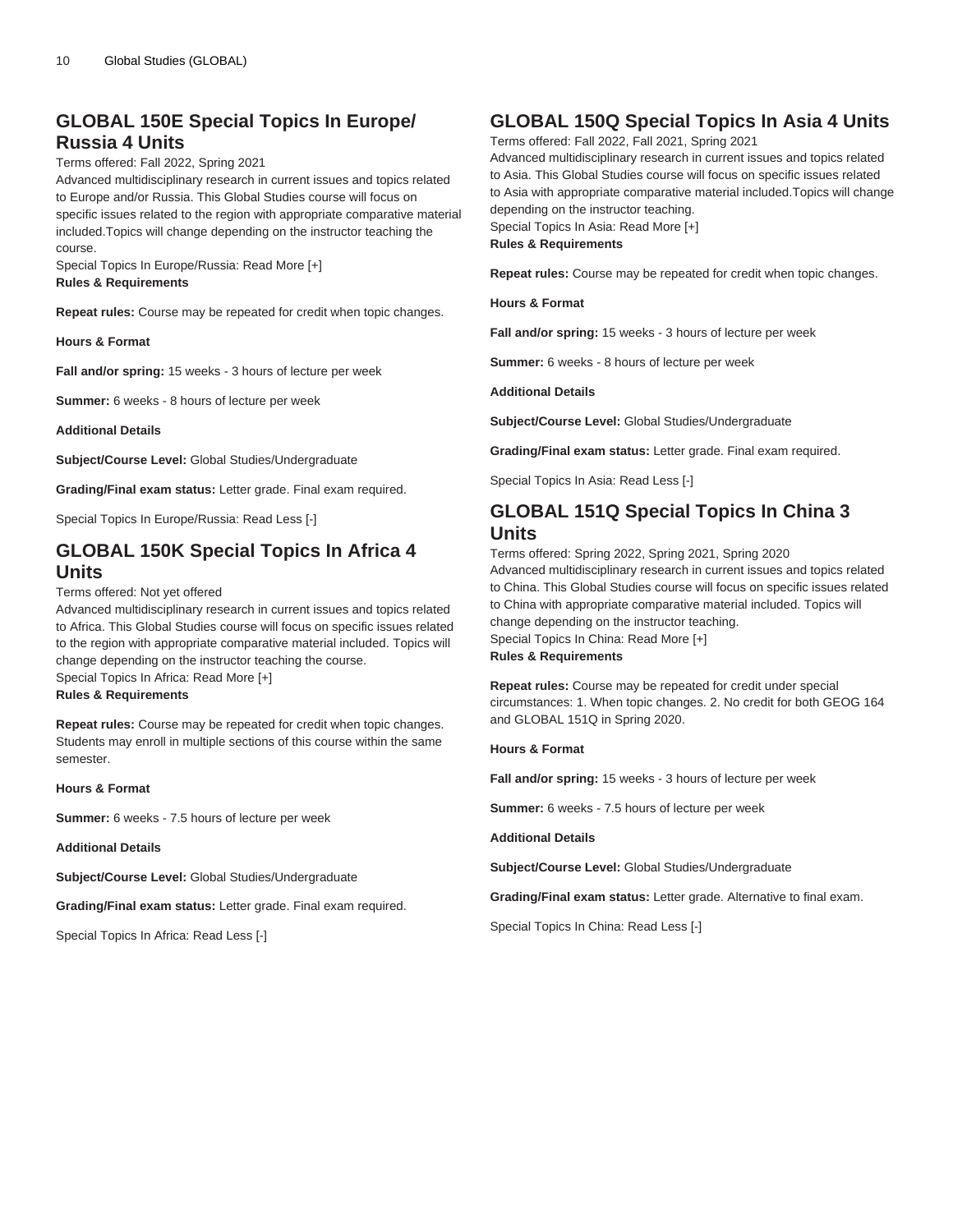## GLOBAL 150E Special Topics In Europe/ Russia 4 Units

Terms offered: Fall 2022, Spring 2021
Advanced multidisciplinary research in current issues and topics related to Europe and/or Russia. This Global Studies course will focus on specific issues related to the region with appropriate comparative material included.Topics will change depending on the instructor teaching the course.
Special Topics In Europe/Russia: Read More [+]
**Rules & Requirements**

**Repeat rules:** Course may be repeated for credit when topic changes.

**Hours & Format**

**Fall and/or spring:** 15 weeks - 3 hours of lecture per week

**Summer:** 6 weeks - 8 hours of lecture per week

**Additional Details**

**Subject/Course Level:** Global Studies/Undergraduate

**Grading/Final exam status:** Letter grade. Final exam required.

Special Topics In Europe/Russia: Read Less [-]

## GLOBAL 150K Special Topics In Africa 4 Units

Terms offered: Not yet offered
Advanced multidisciplinary research in current issues and topics related to Africa. This Global Studies course will focus on specific issues related to the region with appropriate comparative material included. Topics will change depending on the instructor teaching the course.
Special Topics In Africa: Read More [+]
**Rules & Requirements**

**Repeat rules:** Course may be repeated for credit when topic changes. Students may enroll in multiple sections of this course within the same semester.

**Hours & Format**

**Summer:** 6 weeks - 7.5 hours of lecture per week

**Additional Details**

**Subject/Course Level:** Global Studies/Undergraduate

**Grading/Final exam status:** Letter grade. Final exam required.

Special Topics In Africa: Read Less [-]

## GLOBAL 150Q Special Topics In Asia 4 Units

Terms offered: Fall 2022, Fall 2021, Spring 2021
Advanced multidisciplinary research in current issues and topics related to Asia. This Global Studies course will focus on specific issues related to Asia with appropriate comparative material included.Topics will change depending on the instructor teaching.
Special Topics In Asia: Read More [+]
**Rules & Requirements**

**Repeat rules:** Course may be repeated for credit when topic changes.

**Hours & Format**

**Fall and/or spring:** 15 weeks - 3 hours of lecture per week

**Summer:** 6 weeks - 8 hours of lecture per week

**Additional Details**

**Subject/Course Level:** Global Studies/Undergraduate

**Grading/Final exam status:** Letter grade. Final exam required.

Special Topics In Asia: Read Less [-]

## GLOBAL 151Q Special Topics In China 3 Units

Terms offered: Spring 2022, Spring 2021, Spring 2020
Advanced multidisciplinary research in current issues and topics related to China. This Global Studies course will focus on specific issues related to China with appropriate comparative material included. Topics will change depending on the instructor teaching.
Special Topics In China: Read More [+]
**Rules & Requirements**

**Repeat rules:** Course may be repeated for credit under special circumstances: 1. When topic changes. 2. No credit for both GEOG 164 and GLOBAL 151Q in Spring 2020.

**Hours & Format**

**Fall and/or spring:** 15 weeks - 3 hours of lecture per week

**Summer:** 6 weeks - 7.5 hours of lecture per week

**Additional Details**

**Subject/Course Level:** Global Studies/Undergraduate

**Grading/Final exam status:** Letter grade. Alternative to final exam.

Special Topics In China: Read Less [-]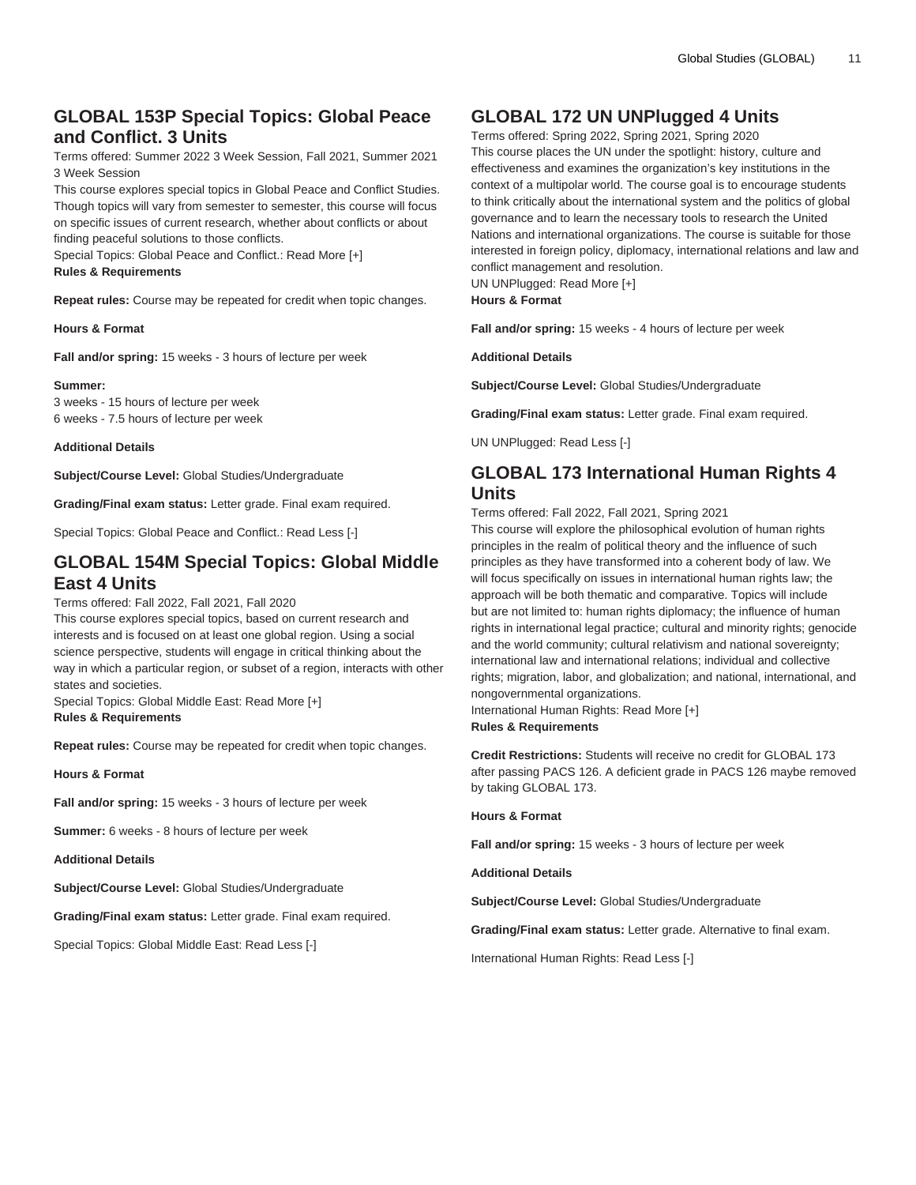## GLOBAL 153P Special Topics: Global Peace and Conflict. 3 Units

Terms offered: Summer 2022 3 Week Session, Fall 2021, Summer 2021 3 Week Session

This course explores special topics in Global Peace and Conflict Studies. Though topics will vary from semester to semester, this course will focus on specific issues of current research, whether about conflicts or about finding peaceful solutions to those conflicts.

Special Topics: Global Peace and Conflict.: Read More [+]

**Rules & Requirements**

**Repeat rules:** Course may be repeated for credit when topic changes.

**Hours & Format**

**Fall and/or spring:** 15 weeks - 3 hours of lecture per week

**Summer:**
3 weeks - 15 hours of lecture per week
6 weeks - 7.5 hours of lecture per week

**Additional Details**

**Subject/Course Level:** Global Studies/Undergraduate

**Grading/Final exam status:** Letter grade. Final exam required.

Special Topics: Global Peace and Conflict.: Read Less [-]

## GLOBAL 154M Special Topics: Global Middle East 4 Units

Terms offered: Fall 2022, Fall 2021, Fall 2020

This course explores special topics, based on current research and interests and is focused on at least one global region. Using a social science perspective, students will engage in critical thinking about the way in which a particular region, or subset of a region, interacts with other states and societies.

Special Topics: Global Middle East: Read More [+]

**Rules & Requirements**

**Repeat rules:** Course may be repeated for credit when topic changes.

**Hours & Format**

**Fall and/or spring:** 15 weeks - 3 hours of lecture per week

**Summer:** 6 weeks - 8 hours of lecture per week

**Additional Details**

**Subject/Course Level:** Global Studies/Undergraduate

**Grading/Final exam status:** Letter grade. Final exam required.

Special Topics: Global Middle East: Read Less [-]

## GLOBAL 172 UN UNPlugged 4 Units

Terms offered: Spring 2022, Spring 2021, Spring 2020

This course places the UN under the spotlight: history, culture and effectiveness and examines the organization's key institutions in the context of a multipolar world. The course goal is to encourage students to think critically about the international system and the politics of global governance and to learn the necessary tools to research the United Nations and international organizations. The course is suitable for those interested in foreign policy, diplomacy, international relations and law and conflict management and resolution.

UN UNPlugged: Read More [+]

**Hours & Format**

**Fall and/or spring:** 15 weeks - 4 hours of lecture per week

**Additional Details**

**Subject/Course Level:** Global Studies/Undergraduate

**Grading/Final exam status:** Letter grade. Final exam required.

UN UNPlugged: Read Less [-]

## GLOBAL 173 International Human Rights 4 Units

Terms offered: Fall 2022, Fall 2021, Spring 2021

This course will explore the philosophical evolution of human rights principles in the realm of political theory and the influence of such principles as they have transformed into a coherent body of law. We will focus specifically on issues in international human rights law; the approach will be both thematic and comparative. Topics will include but are not limited to: human rights diplomacy; the influence of human rights in international legal practice; cultural and minority rights; genocide and the world community; cultural relativism and national sovereignty; international law and international relations; individual and collective rights; migration, labor, and globalization; and national, international, and nongovernmental organizations.

International Human Rights: Read More [+]

**Rules & Requirements**

**Credit Restrictions:** Students will receive no credit for GLOBAL 173 after passing PACS 126. A deficient grade in PACS 126 maybe removed by taking GLOBAL 173.

**Hours & Format**

**Fall and/or spring:** 15 weeks - 3 hours of lecture per week

**Additional Details**

**Subject/Course Level:** Global Studies/Undergraduate

**Grading/Final exam status:** Letter grade. Alternative to final exam.

International Human Rights: Read Less [-]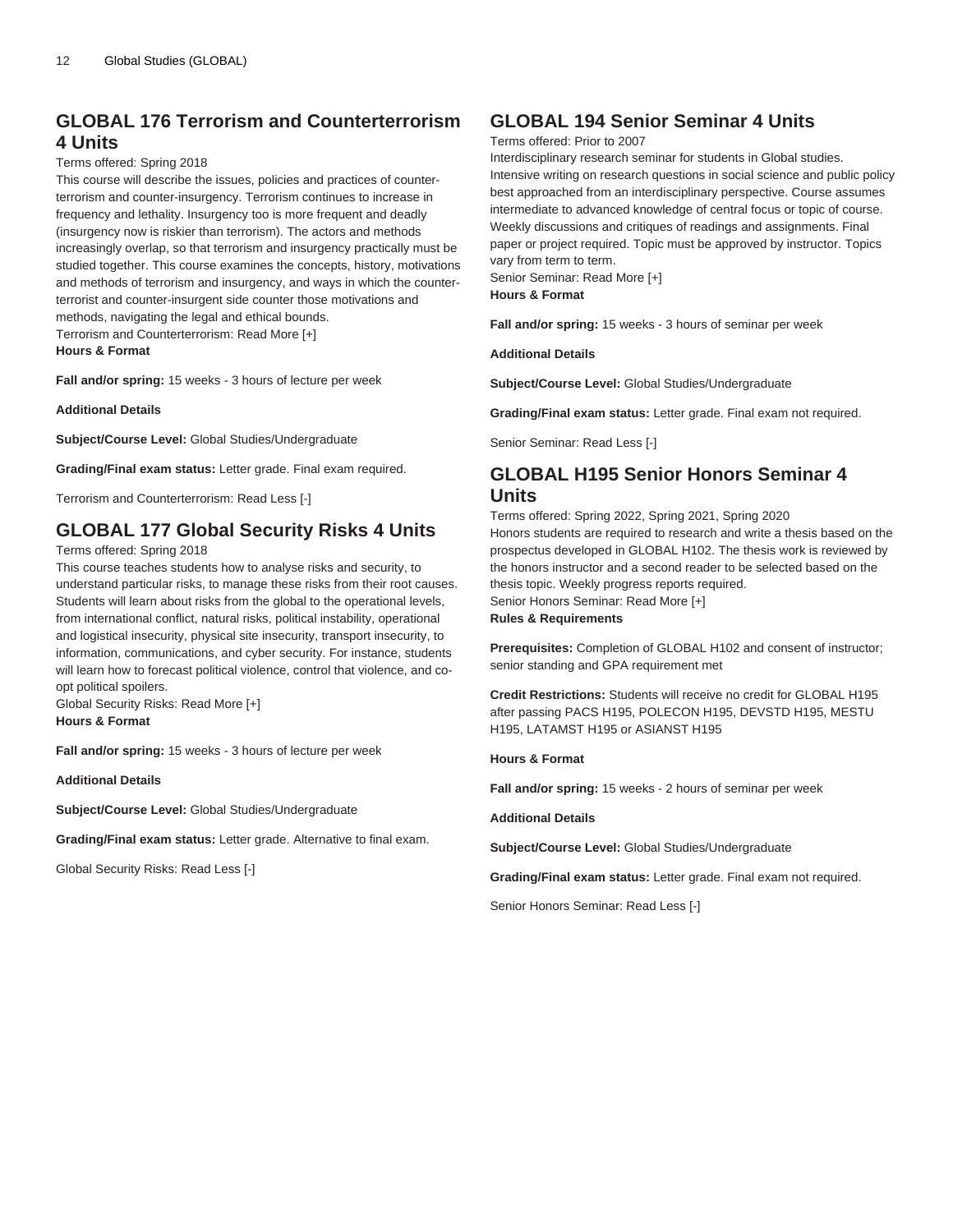## GLOBAL 176 Terrorism and Counterterrorism 4 Units

Terms offered: Spring 2018

This course will describe the issues, policies and practices of counter-terrorism and counter-insurgency. Terrorism continues to increase in frequency and lethality. Insurgency too is more frequent and deadly (insurgency now is riskier than terrorism). The actors and methods increasingly overlap, so that terrorism and insurgency practically must be studied together. This course examines the concepts, history, motivations and methods of terrorism and insurgency, and ways in which the counter-terrorist and counter-insurgent side counter those motivations and methods, navigating the legal and ethical bounds.

Terrorism and Counterterrorism: Read More [+]

**Hours & Format**

**Fall and/or spring:** 15 weeks - 3 hours of lecture per week

**Additional Details**

**Subject/Course Level:** Global Studies/Undergraduate

**Grading/Final exam status:** Letter grade. Final exam required.

Terrorism and Counterterrorism: Read Less [-]

## GLOBAL 177 Global Security Risks 4 Units

Terms offered: Spring 2018

This course teaches students how to analyse risks and security, to understand particular risks, to manage these risks from their root causes. Students will learn about risks from the global to the operational levels, from international conflict, natural risks, political instability, operational and logistical insecurity, physical site insecurity, transport insecurity, to information, communications, and cyber security. For instance, students will learn how to forecast political violence, control that violence, and co-opt political spoilers.

Global Security Risks: Read More [+]

**Hours & Format**

**Fall and/or spring:** 15 weeks - 3 hours of lecture per week

**Additional Details**

**Subject/Course Level:** Global Studies/Undergraduate

**Grading/Final exam status:** Letter grade. Alternative to final exam.

Global Security Risks: Read Less [-]

## GLOBAL 194 Senior Seminar 4 Units

Terms offered: Prior to 2007

Interdisciplinary research seminar for students in Global studies. Intensive writing on research questions in social science and public policy best approached from an interdisciplinary perspective. Course assumes intermediate to advanced knowledge of central focus or topic of course. Weekly discussions and critiques of readings and assignments. Final paper or project required. Topic must be approved by instructor. Topics vary from term to term.

Senior Seminar: Read More [+]

**Hours & Format**

**Fall and/or spring:** 15 weeks - 3 hours of seminar per week

**Additional Details**

**Subject/Course Level:** Global Studies/Undergraduate

**Grading/Final exam status:** Letter grade. Final exam not required.

Senior Seminar: Read Less [-]

## GLOBAL H195 Senior Honors Seminar 4 Units

Terms offered: Spring 2022, Spring 2021, Spring 2020

Honors students are required to research and write a thesis based on the prospectus developed in GLOBAL H102. The thesis work is reviewed by the honors instructor and a second reader to be selected based on the thesis topic. Weekly progress reports required.

Senior Honors Seminar: Read More [+]

**Rules & Requirements**

**Prerequisites:** Completion of GLOBAL H102 and consent of instructor; senior standing and GPA requirement met

**Credit Restrictions:** Students will receive no credit for GLOBAL H195 after passing PACS H195, POLECON H195, DEVSTD H195, MESTU H195, LATAMST H195 or ASIANST H195

**Hours & Format**

**Fall and/or spring:** 15 weeks - 2 hours of seminar per week

**Additional Details**

**Subject/Course Level:** Global Studies/Undergraduate

**Grading/Final exam status:** Letter grade. Final exam not required.

Senior Honors Seminar: Read Less [-]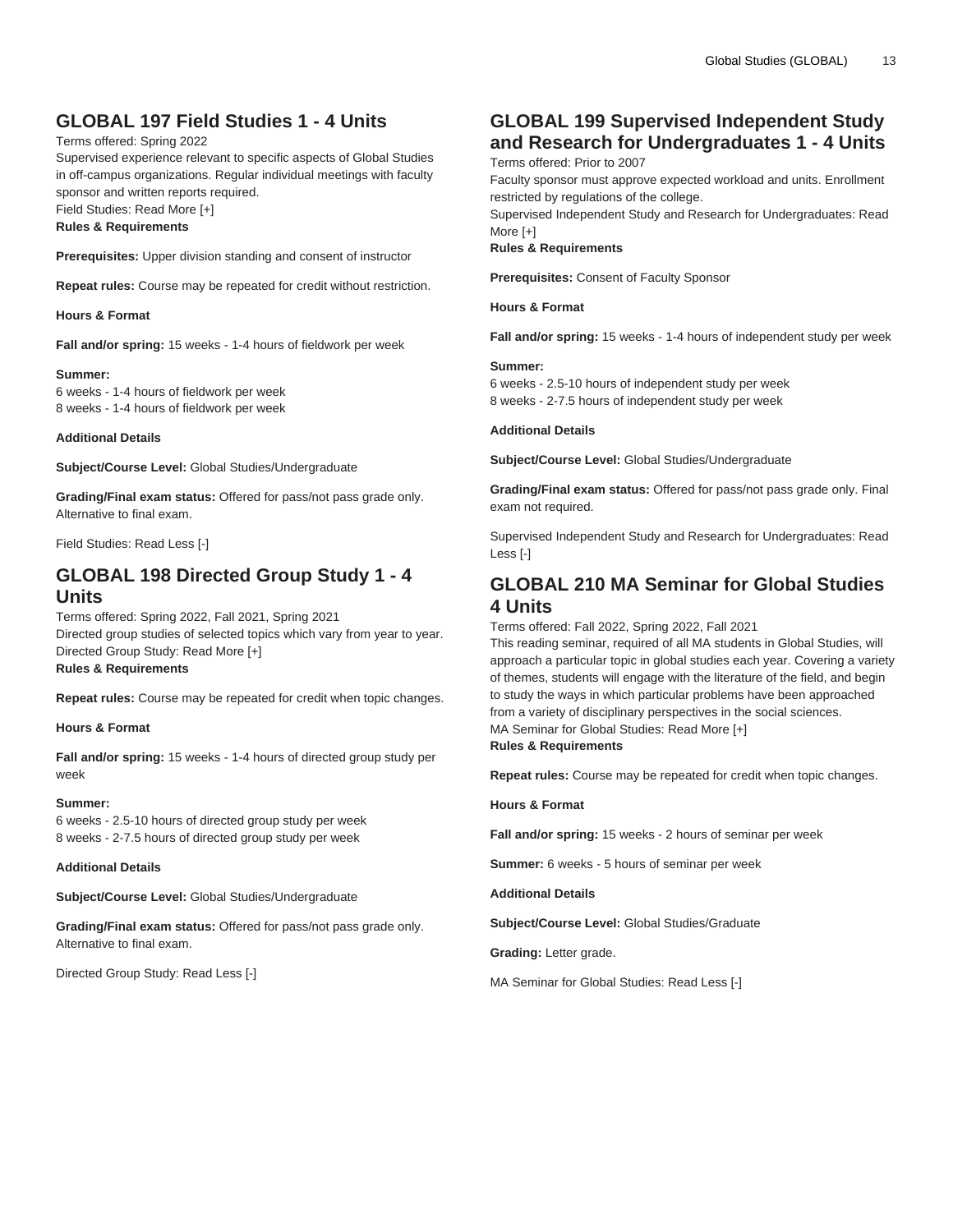## GLOBAL 197 Field Studies 1 - 4 Units

Terms offered: Spring 2022
Supervised experience relevant to specific aspects of Global Studies in off-campus organizations. Regular individual meetings with faculty sponsor and written reports required.
Field Studies: Read More [+]

**Rules & Requirements**

**Prerequisites:** Upper division standing and consent of instructor

**Repeat rules:** Course may be repeated for credit without restriction.

**Hours & Format**

**Fall and/or spring:** 15 weeks - 1-4 hours of fieldwork per week

**Summer:**
6 weeks - 1-4 hours of fieldwork per week
8 weeks - 1-4 hours of fieldwork per week

**Additional Details**

**Subject/Course Level:** Global Studies/Undergraduate

**Grading/Final exam status:** Offered for pass/not pass grade only. Alternative to final exam.

Field Studies: Read Less [-]

## GLOBAL 198 Directed Group Study 1 - 4 Units

Terms offered: Spring 2022, Fall 2021, Spring 2021
Directed group studies of selected topics which vary from year to year.
Directed Group Study: Read More [+]

**Rules & Requirements**

**Repeat rules:** Course may be repeated for credit when topic changes.

**Hours & Format**

**Fall and/or spring:** 15 weeks - 1-4 hours of directed group study per week

**Summer:**
6 weeks - 2.5-10 hours of directed group study per week
8 weeks - 2-7.5 hours of directed group study per week

**Additional Details**

**Subject/Course Level:** Global Studies/Undergraduate

**Grading/Final exam status:** Offered for pass/not pass grade only. Alternative to final exam.

Directed Group Study: Read Less [-]

## GLOBAL 199 Supervised Independent Study and Research for Undergraduates 1 - 4 Units

Terms offered: Prior to 2007
Faculty sponsor must approve expected workload and units. Enrollment restricted by regulations of the college.
Supervised Independent Study and Research for Undergraduates: Read More [+]

**Rules & Requirements**

**Prerequisites:** Consent of Faculty Sponsor

**Hours & Format**

**Fall and/or spring:** 15 weeks - 1-4 hours of independent study per week

**Summer:**
6 weeks - 2.5-10 hours of independent study per week
8 weeks - 2-7.5 hours of independent study per week

**Additional Details**

**Subject/Course Level:** Global Studies/Undergraduate

**Grading/Final exam status:** Offered for pass/not pass grade only. Final exam not required.

Supervised Independent Study and Research for Undergraduates: Read Less [-]

## GLOBAL 210 MA Seminar for Global Studies 4 Units

Terms offered: Fall 2022, Spring 2022, Fall 2021
This reading seminar, required of all MA students in Global Studies, will approach a particular topic in global studies each year. Covering a variety of themes, students will engage with the literature of the field, and begin to study the ways in which particular problems have been approached from a variety of disciplinary perspectives in the social sciences.
MA Seminar for Global Studies: Read More [+]

**Rules & Requirements**

**Repeat rules:** Course may be repeated for credit when topic changes.

**Hours & Format**

**Fall and/or spring:** 15 weeks - 2 hours of seminar per week

**Summer:** 6 weeks - 5 hours of seminar per week

**Additional Details**

**Subject/Course Level:** Global Studies/Graduate

**Grading:** Letter grade.

MA Seminar for Global Studies: Read Less [-]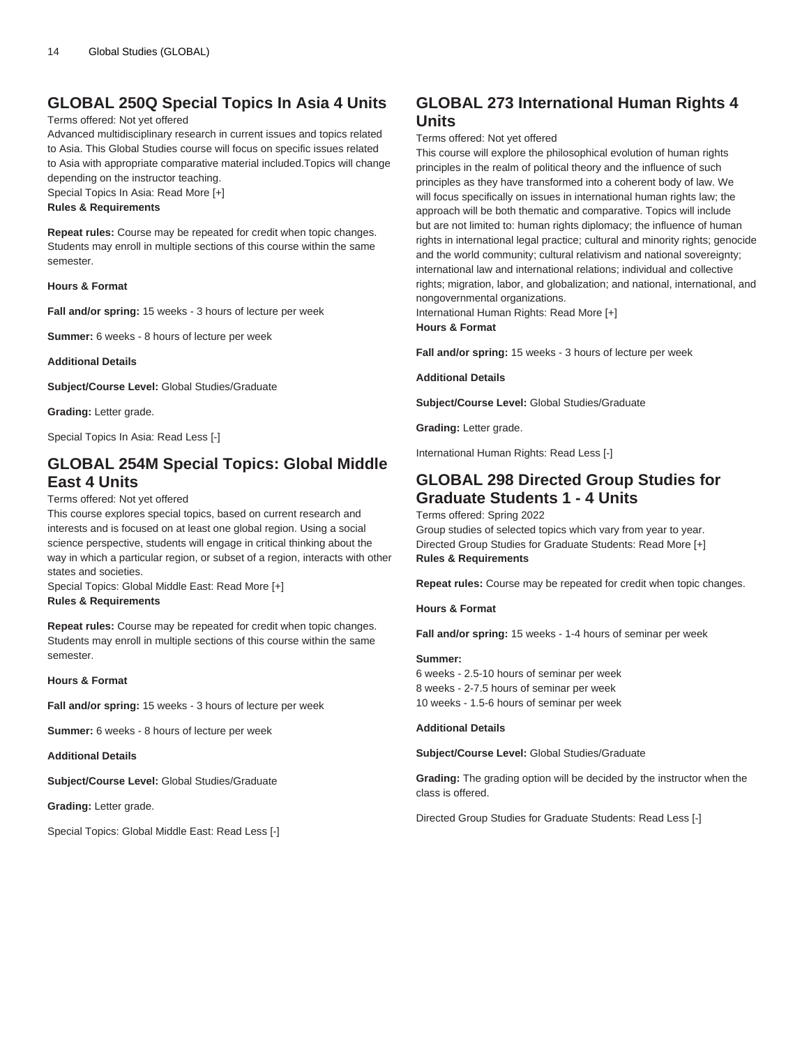## GLOBAL 250Q Special Topics In Asia 4 Units

Terms offered: Not yet offered
Advanced multidisciplinary research in current issues and topics related to Asia. This Global Studies course will focus on specific issues related to Asia with appropriate comparative material included.Topics will change depending on the instructor teaching.
Special Topics In Asia: Read More [+]
**Rules & Requirements**

**Repeat rules:** Course may be repeated for credit when topic changes. Students may enroll in multiple sections of this course within the same semester.

**Hours & Format**

**Fall and/or spring:** 15 weeks - 3 hours of lecture per week

**Summer:** 6 weeks - 8 hours of lecture per week

**Additional Details**

**Subject/Course Level:** Global Studies/Graduate

**Grading:** Letter grade.

Special Topics In Asia: Read Less [-]

## GLOBAL 254M Special Topics: Global Middle East 4 Units

Terms offered: Not yet offered
This course explores special topics, based on current research and interests and is focused on at least one global region. Using a social science perspective, students will engage in critical thinking about the way in which a particular region, or subset of a region, interacts with other states and societies.
Special Topics: Global Middle East: Read More [+]
**Rules & Requirements**

**Repeat rules:** Course may be repeated for credit when topic changes. Students may enroll in multiple sections of this course within the same semester.

**Hours & Format**

**Fall and/or spring:** 15 weeks - 3 hours of lecture per week

**Summer:** 6 weeks - 8 hours of lecture per week

**Additional Details**

**Subject/Course Level:** Global Studies/Graduate

**Grading:** Letter grade.

Special Topics: Global Middle East: Read Less [-]

## GLOBAL 273 International Human Rights 4 Units

Terms offered: Not yet offered
This course will explore the philosophical evolution of human rights principles in the realm of political theory and the influence of such principles as they have transformed into a coherent body of law. We will focus specifically on issues in international human rights law; the approach will be both thematic and comparative. Topics will include but are not limited to: human rights diplomacy; the influence of human rights in international legal practice; cultural and minority rights; genocide and the world community; cultural relativism and national sovereignty; international law and international relations; individual and collective rights; migration, labor, and globalization; and national, international, and nongovernmental organizations.
International Human Rights: Read More [+]
**Hours & Format**

**Fall and/or spring:** 15 weeks - 3 hours of lecture per week

**Additional Details**

**Subject/Course Level:** Global Studies/Graduate

**Grading:** Letter grade.

International Human Rights: Read Less [-]

## GLOBAL 298 Directed Group Studies for Graduate Students 1 - 4 Units

Terms offered: Spring 2022
Group studies of selected topics which vary from year to year.
Directed Group Studies for Graduate Students: Read More [+]
**Rules & Requirements**

**Repeat rules:** Course may be repeated for credit when topic changes.

**Hours & Format**

**Fall and/or spring:** 15 weeks - 1-4 hours of seminar per week

**Summer:**
6 weeks - 2.5-10 hours of seminar per week
8 weeks - 2-7.5 hours of seminar per week
10 weeks - 1.5-6 hours of seminar per week

**Additional Details**

**Subject/Course Level:** Global Studies/Graduate

**Grading:** The grading option will be decided by the instructor when the class is offered.

Directed Group Studies for Graduate Students: Read Less [-]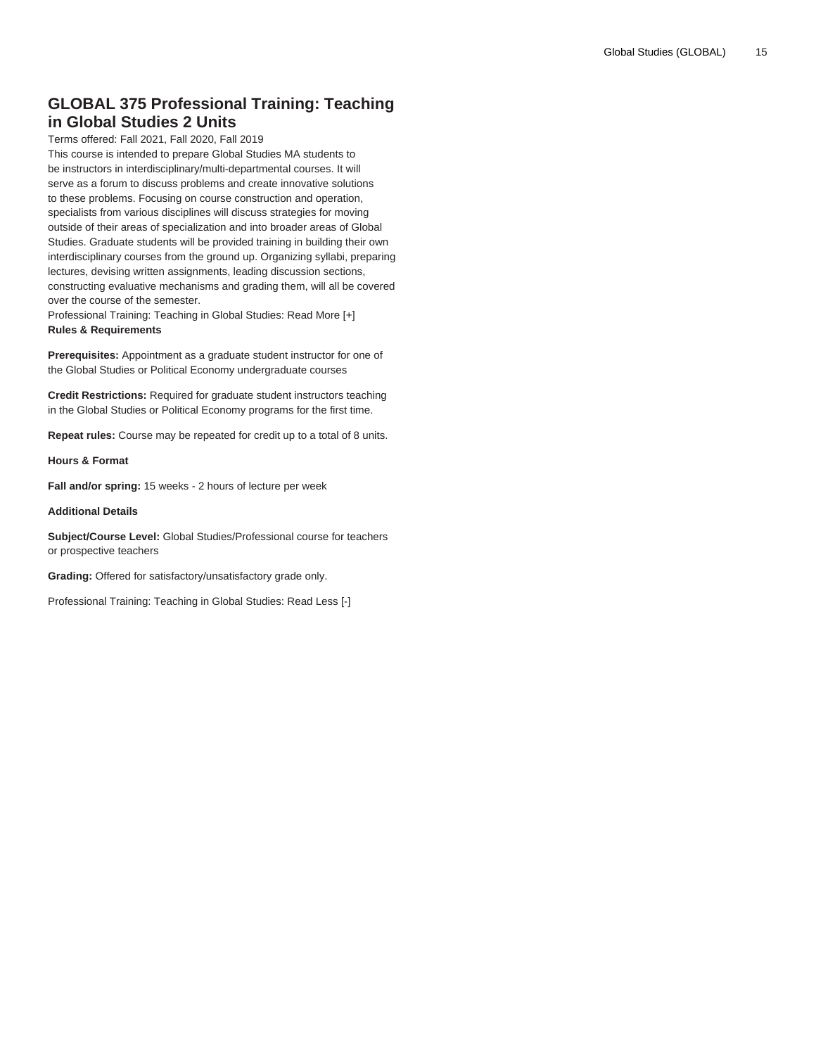### GLOBAL 375 Professional Training: Teaching in Global Studies 2 Units

Terms offered: Fall 2021, Fall 2020, Fall 2019

This course is intended to prepare Global Studies MA students to be instructors in interdisciplinary/multi-departmental courses. It will serve as a forum to discuss problems and create innovative solutions to these problems. Focusing on course construction and operation, specialists from various disciplines will discuss strategies for moving outside of their areas of specialization and into broader areas of Global Studies. Graduate students will be provided training in building their own interdisciplinary courses from the ground up. Organizing syllabi, preparing lectures, devising written assignments, leading discussion sections, constructing evaluative mechanisms and grading them, will all be covered over the course of the semester.

Professional Training: Teaching in Global Studies: Read More [+]

**Rules & Requirements**

**Prerequisites:** Appointment as a graduate student instructor for one of the Global Studies or Political Economy undergraduate courses

**Credit Restrictions:** Required for graduate student instructors teaching in the Global Studies or Political Economy programs for the first time.

**Repeat rules:** Course may be repeated for credit up to a total of 8 units.

**Hours & Format**

**Fall and/or spring:** 15 weeks - 2 hours of lecture per week

**Additional Details**

**Subject/Course Level:** Global Studies/Professional course for teachers or prospective teachers

**Grading:** Offered for satisfactory/unsatisfactory grade only.

Professional Training: Teaching in Global Studies: Read Less [-]